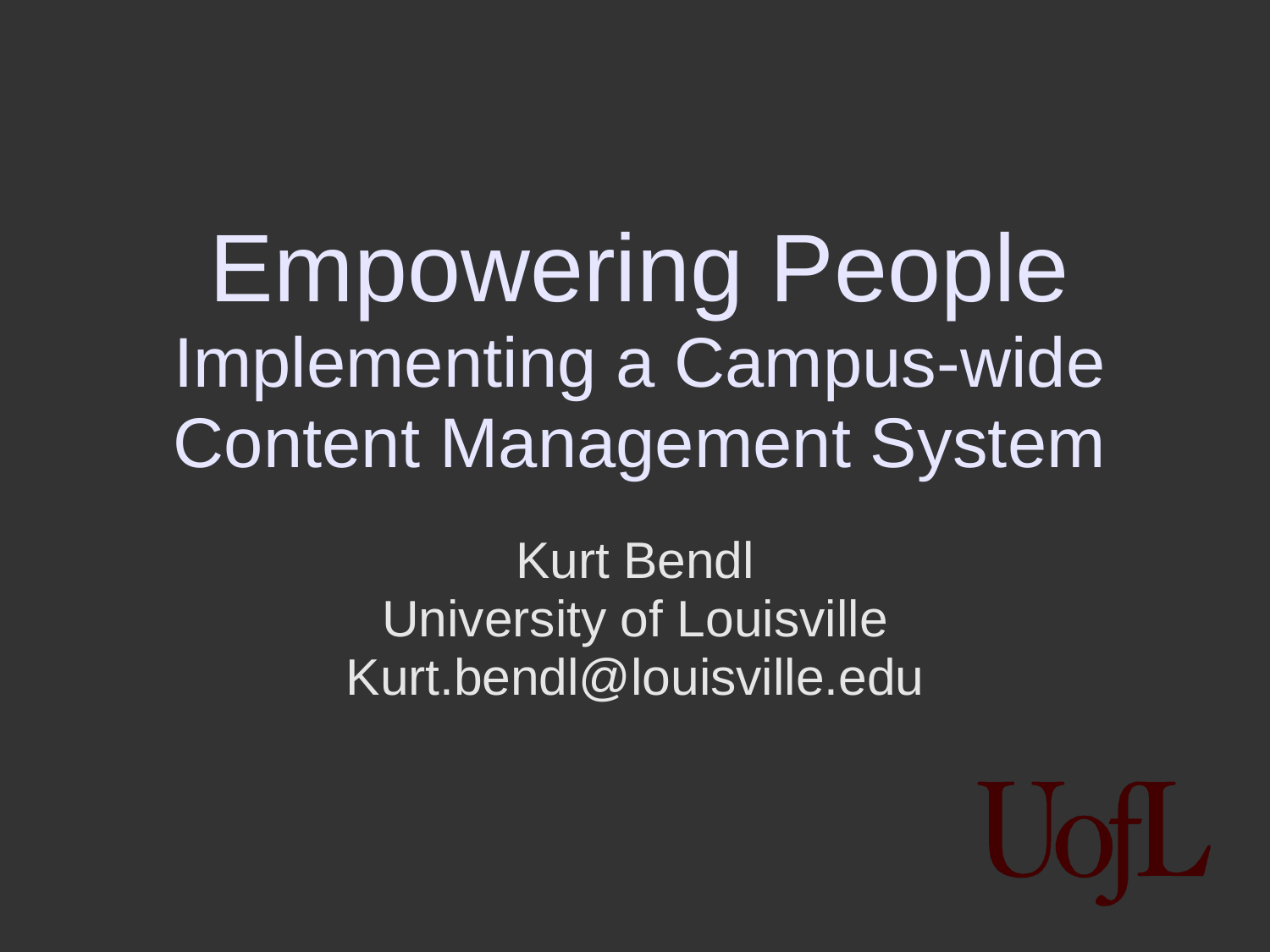# Empowering People

## Implementing a Campus-wide Content Management System

Kurt Bendl
University of Louisville
Kurt.bendl@louisville.edu

UofL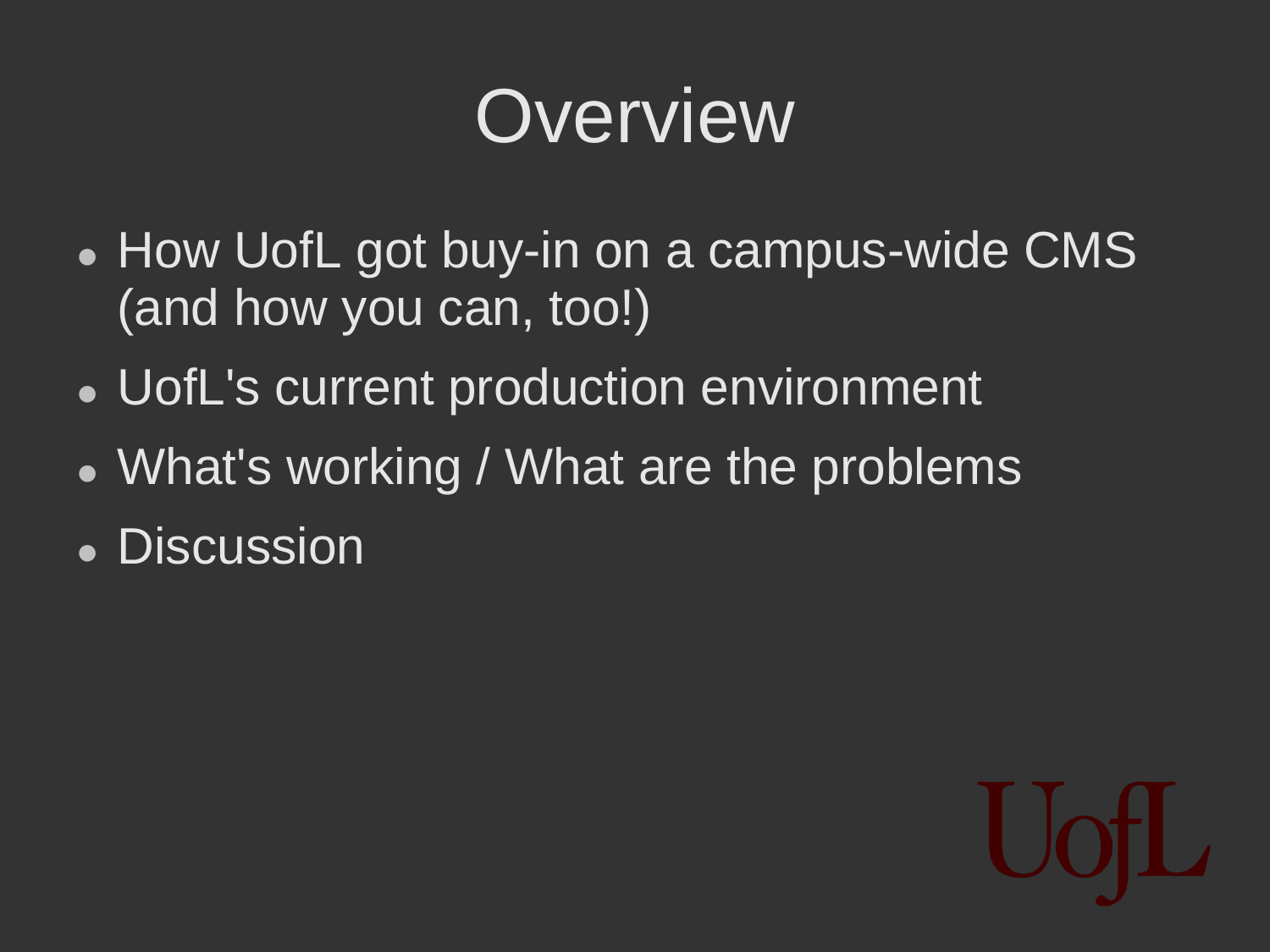# Overview

- How UofL got buy-in on a campus-wide CMS (and how you can, too!)
- UofL's current production environment
- What's working / What are the problems
- Discussion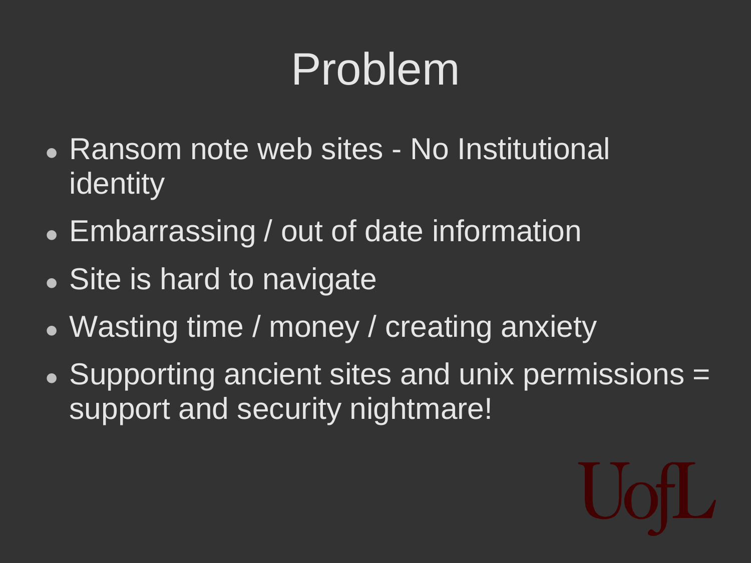# Problem

- Ransom note web sites - No Institutional identity
- Embarrassing / out of date information
- Site is hard to navigate
- Wasting time / money / creating anxiety
- Supporting ancient sites and unix permissions = support and security nightmare!

UofL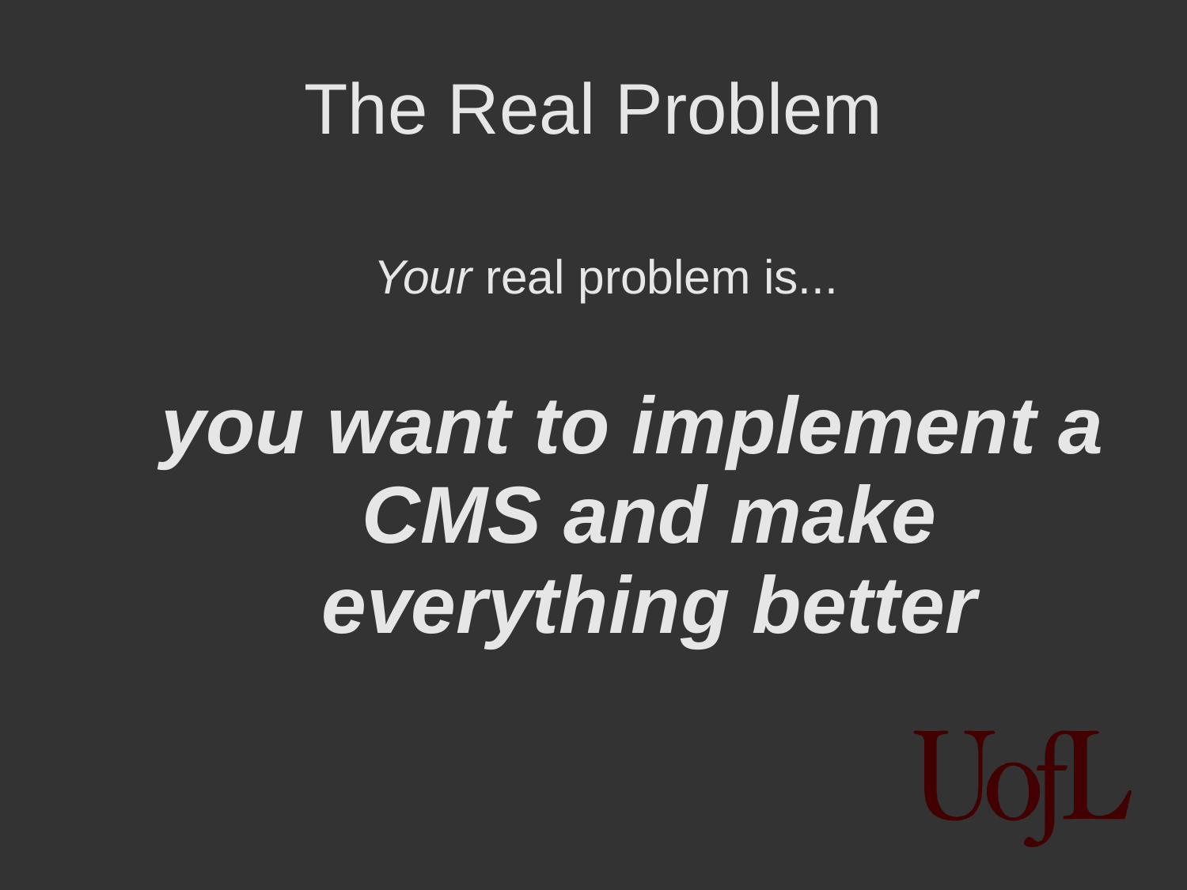# The Real Problem

*Your* real problem is...

***you want to implement a CMS and make everything better***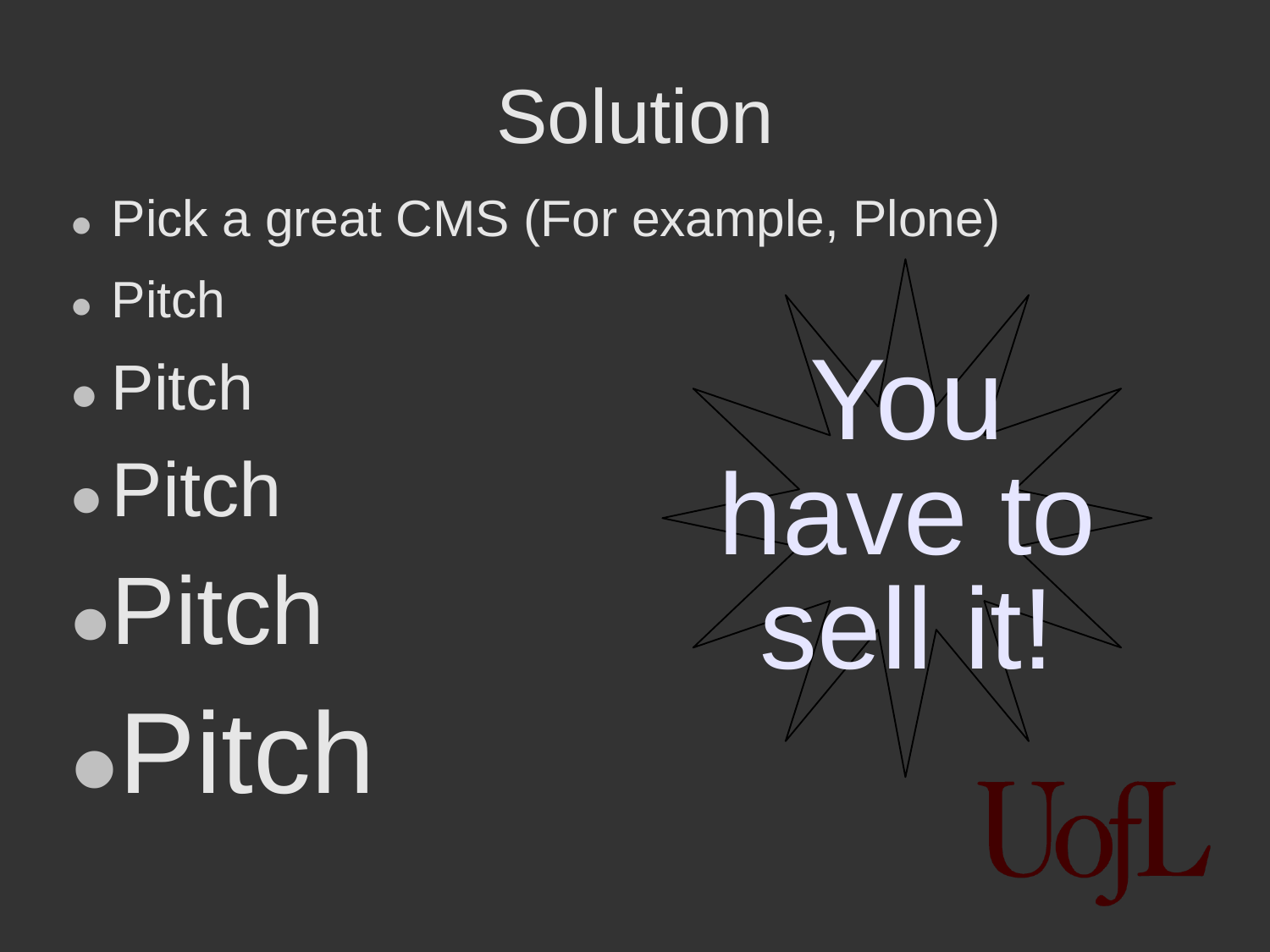# Solution

- Pick a great CMS (For example, Plone)
- Pitch
- Pitch
- Pitch
- Pitch
- Pitch

You have to sell it!

UofL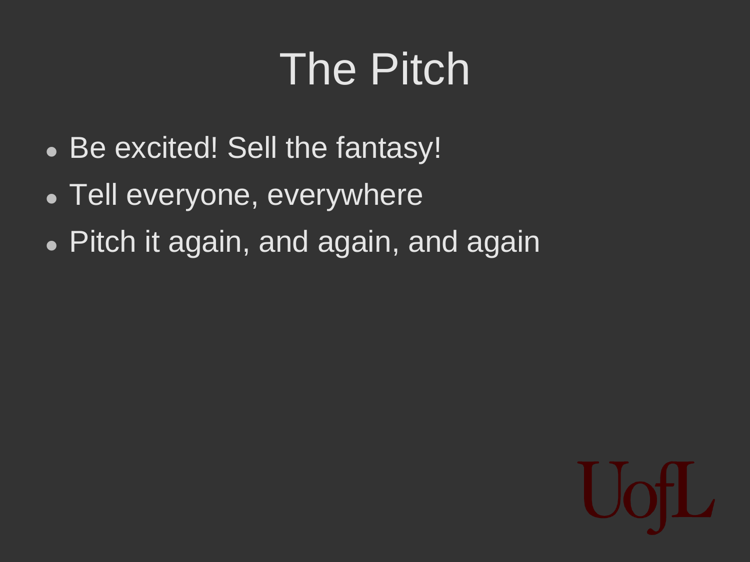# The Pitch

- Be excited! Sell the fantasy!
- Tell everyone, everywhere
- Pitch it again, and again, and again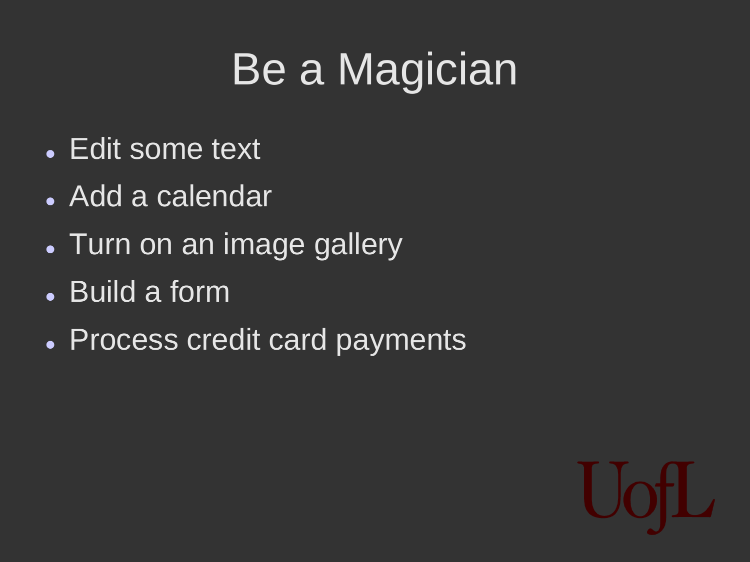# Be a Magician

- Edit some text
- Add a calendar
- Turn on an image gallery
- Build a form
- Process credit card payments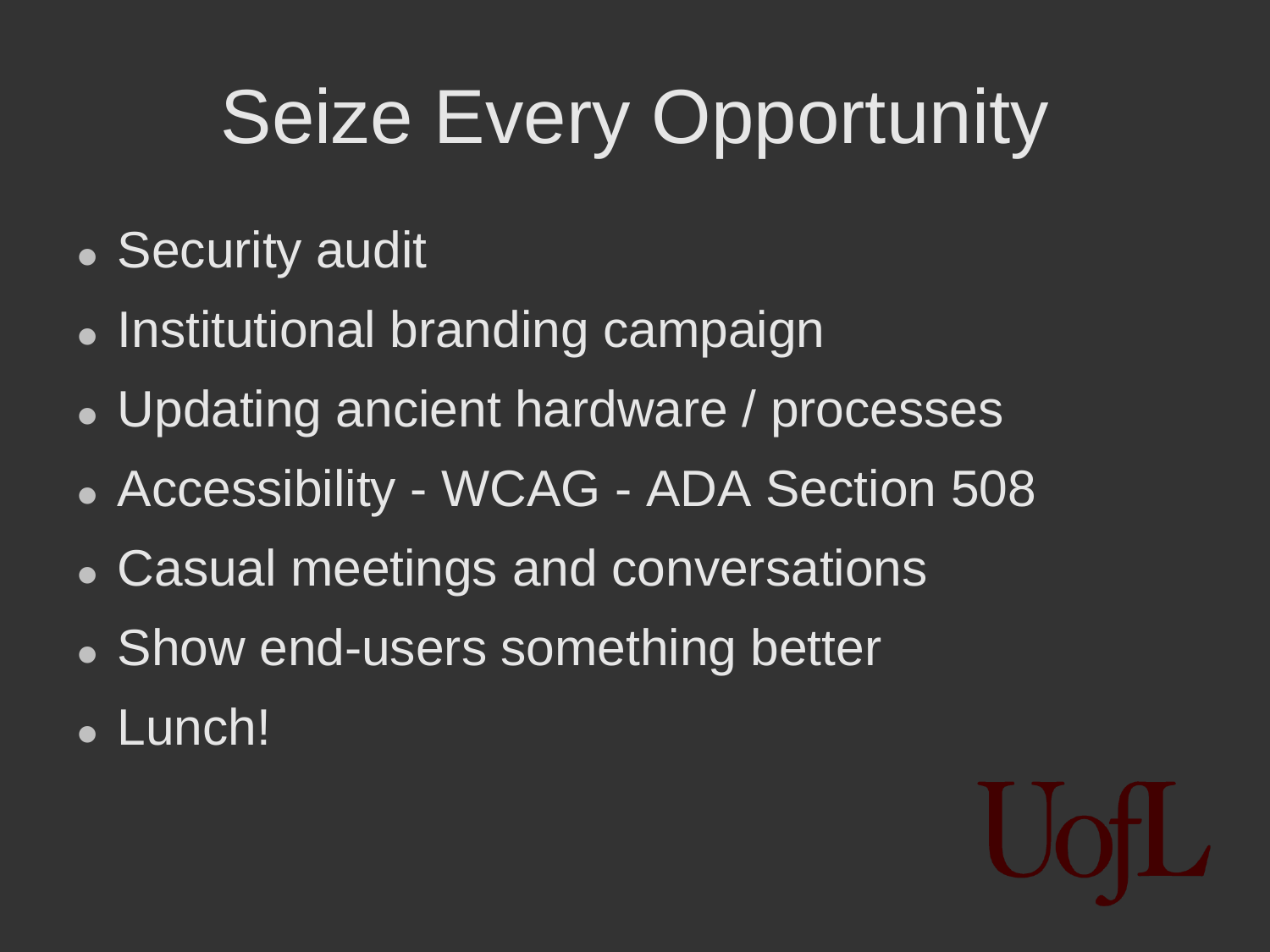# Seize Every Opportunity

- Security audit
- Institutional branding campaign
- Updating ancient hardware / processes
- Accessibility - WCAG - ADA Section 508
- Casual meetings and conversations
- Show end-users something better
- Lunch!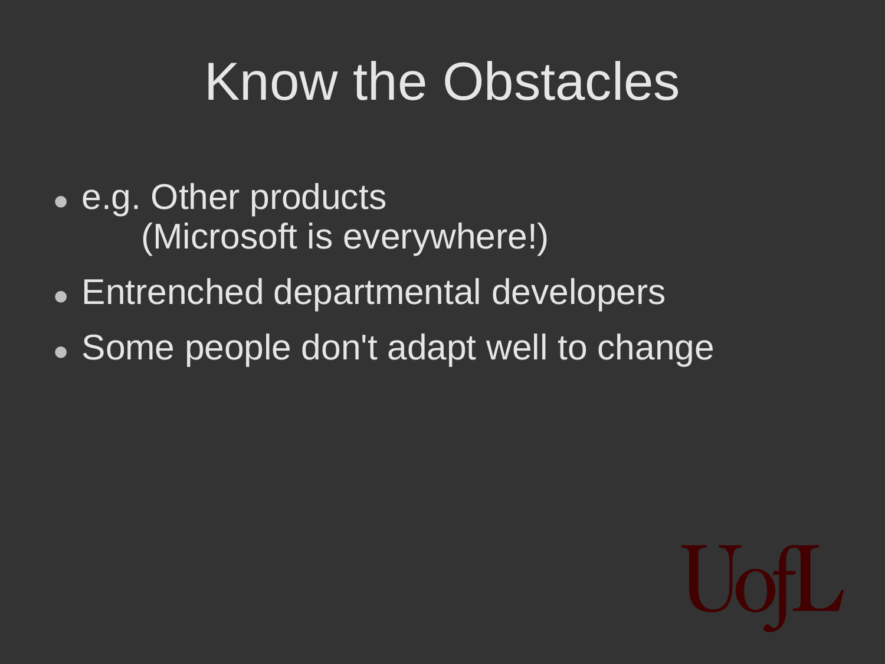# Know the Obstacles

- e.g. Other products
  (Microsoft is everywhere!)
- Entrenched departmental developers
- Some people don't adapt well to change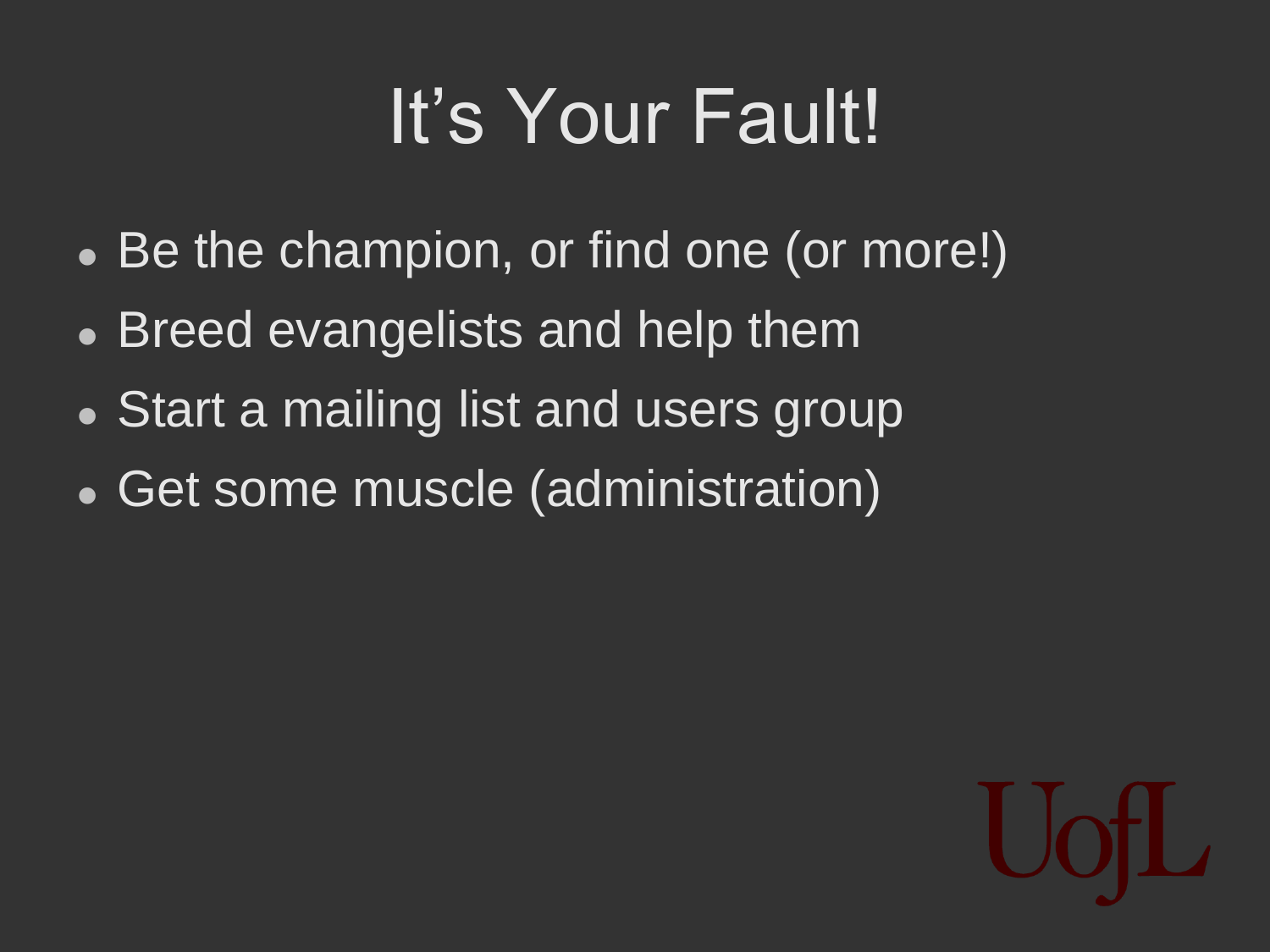# It's Your Fault!

- Be the champion, or find one (or more!)
- Breed evangelists and help them
- Start a mailing list and users group
- Get some muscle (administration)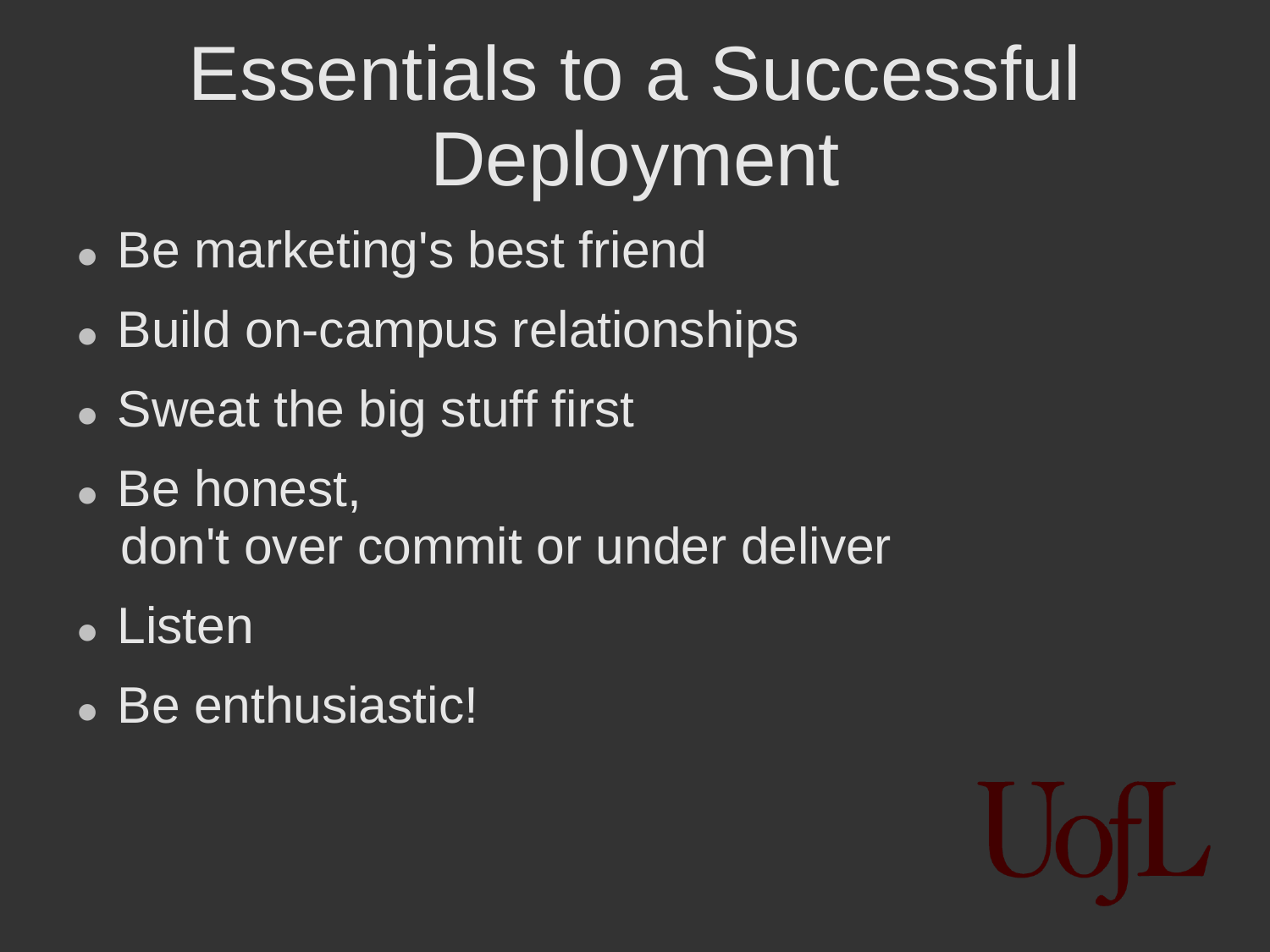# Essentials to a Successful Deployment

- Be marketing's best friend
- Build on-campus relationships
- Sweat the big stuff first
- Be honest,
  don't over commit or under deliver
- Listen
- Be enthusiastic!

UofL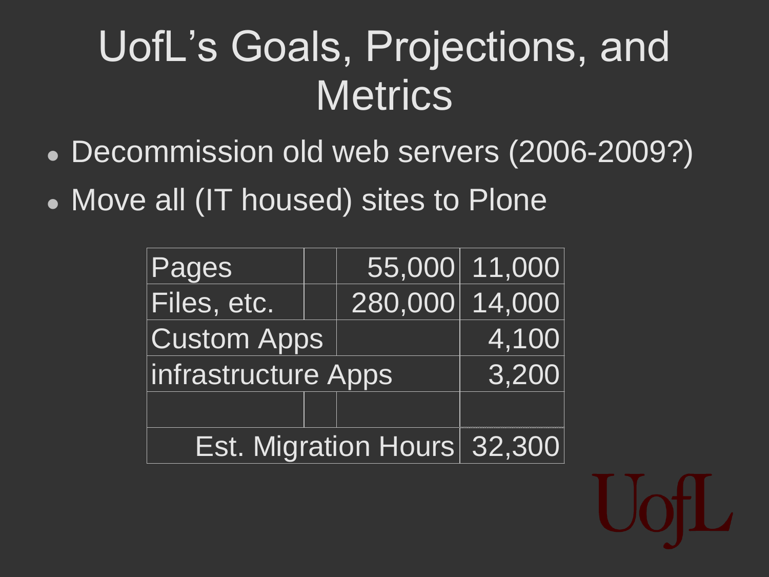# UofL's Goals, Projections, and Metrics

- Decommission old web servers (2006-2009?)
- Move all (IT housed) sites to Plone

| | | | |
|---|---|---|---|
| Pages | | 55,000 | 11,000 |
| Files, etc. | | 280,000 | 14,000 |
| Custom Apps | | | 4,100 |
| infrastructure Apps | | | 3,200 |
| | | | |
| Est. Migration Hours | | | 32,300 |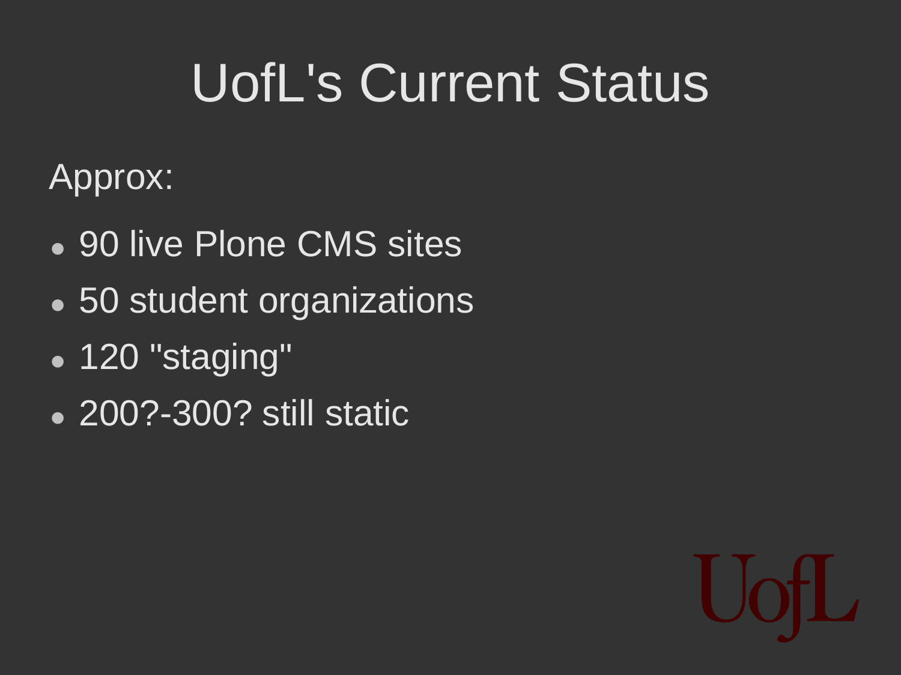# UofL's Current Status

Approx:

- 90 live Plone CMS sites
- 50 student organizations
- 120 "staging"
- 200?-300? still static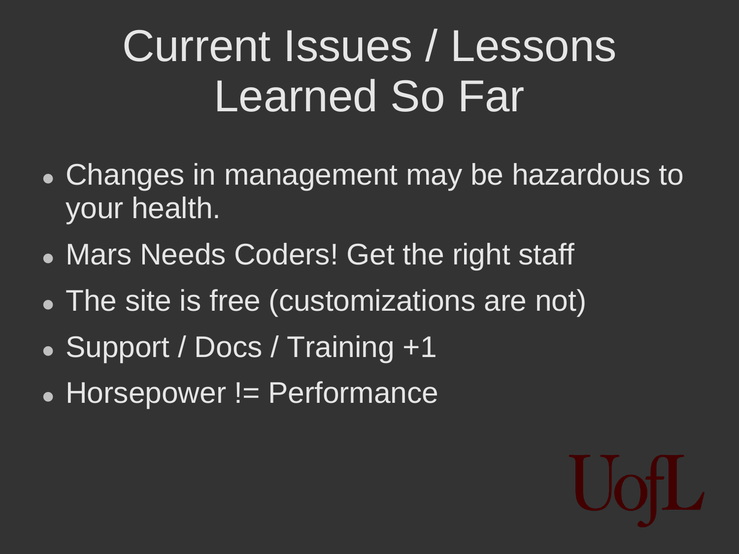# Current Issues / Lessons Learned So Far

- Changes in management may be hazardous to your health.
- Mars Needs Coders! Get the right staff
- The site is free (customizations are not)
- Support / Docs / Training +1
- Horsepower != Performance

UofL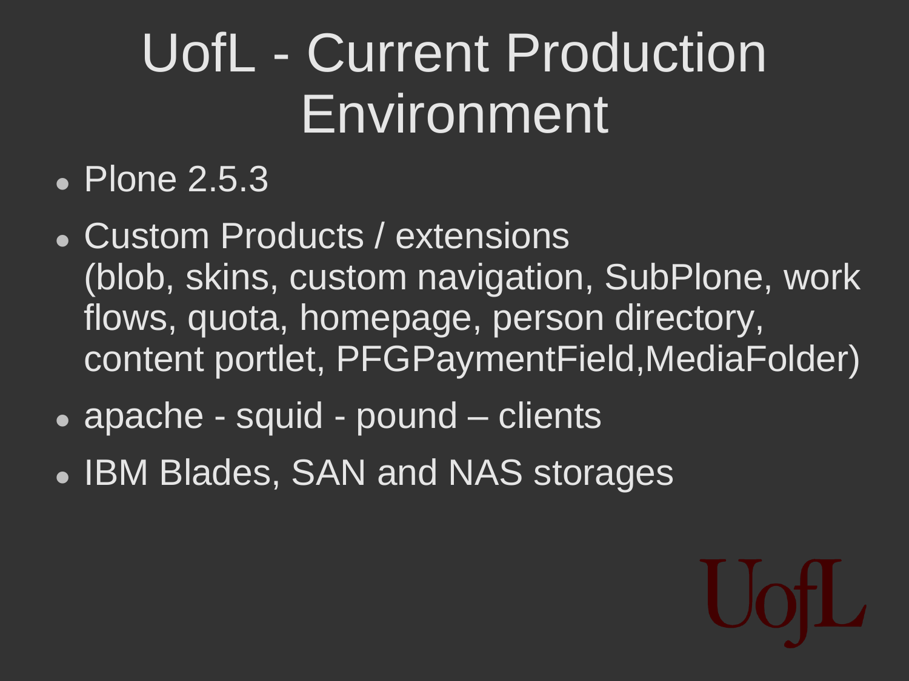# UofL - Current Production Environment

- Plone 2.5.3
- Custom Products / extensions
  (blob, skins, custom navigation, SubPlone, work flows, quota, homepage, person directory, content portlet, PFGPaymentField,MediaFolder)
- apache - squid - pound – clients
- IBM Blades, SAN and NAS storages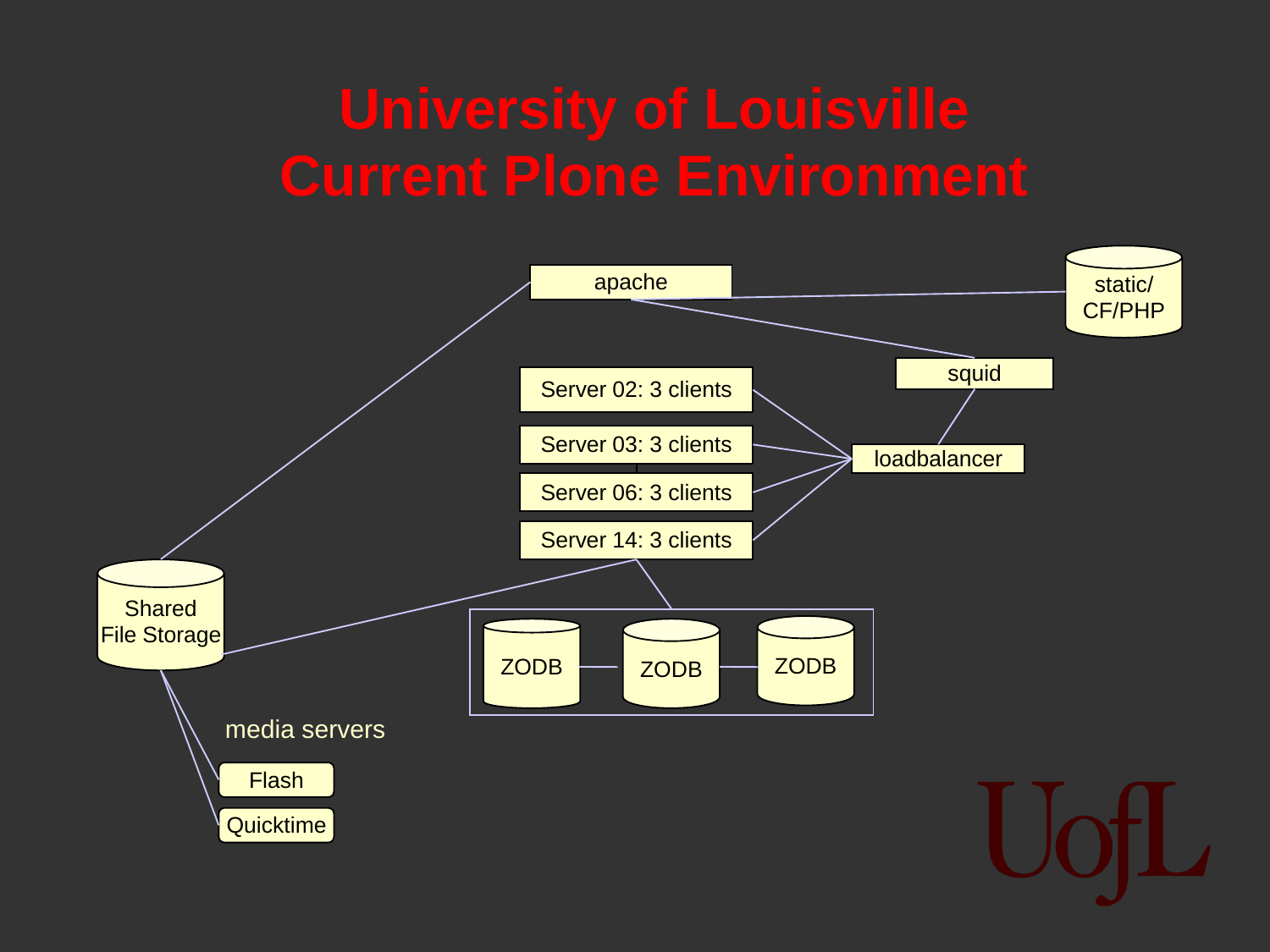# University of Louisville Current Plone Environment

apache

static/ CF/PHP

squid

loadbalancer

Server 02: 3 clients

Server 03: 3 clients

Server 06: 3 clients

Server 14: 3 clients

Shared File Storage

ZODB

ZODB

ZODB

media servers

Flash

Quicktime

UofL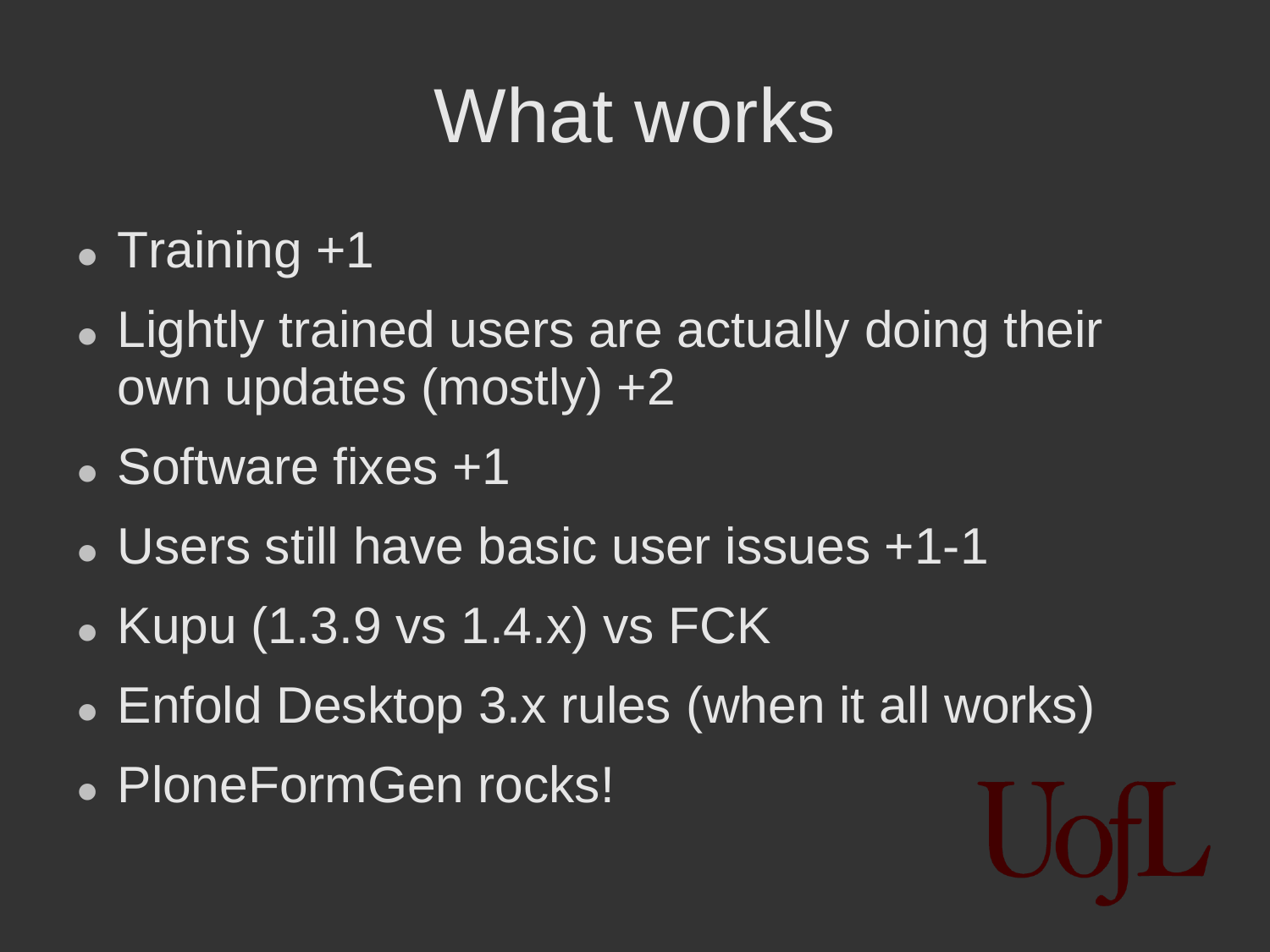# What works

- Training +1
- Lightly trained users are actually doing their own updates (mostly) +2
- Software fixes +1
- Users still have basic user issues +1-1
- Kupu (1.3.9 vs 1.4.x) vs FCK
- Enfold Desktop 3.x rules (when it all works)
- PloneFormGen rocks!

UofL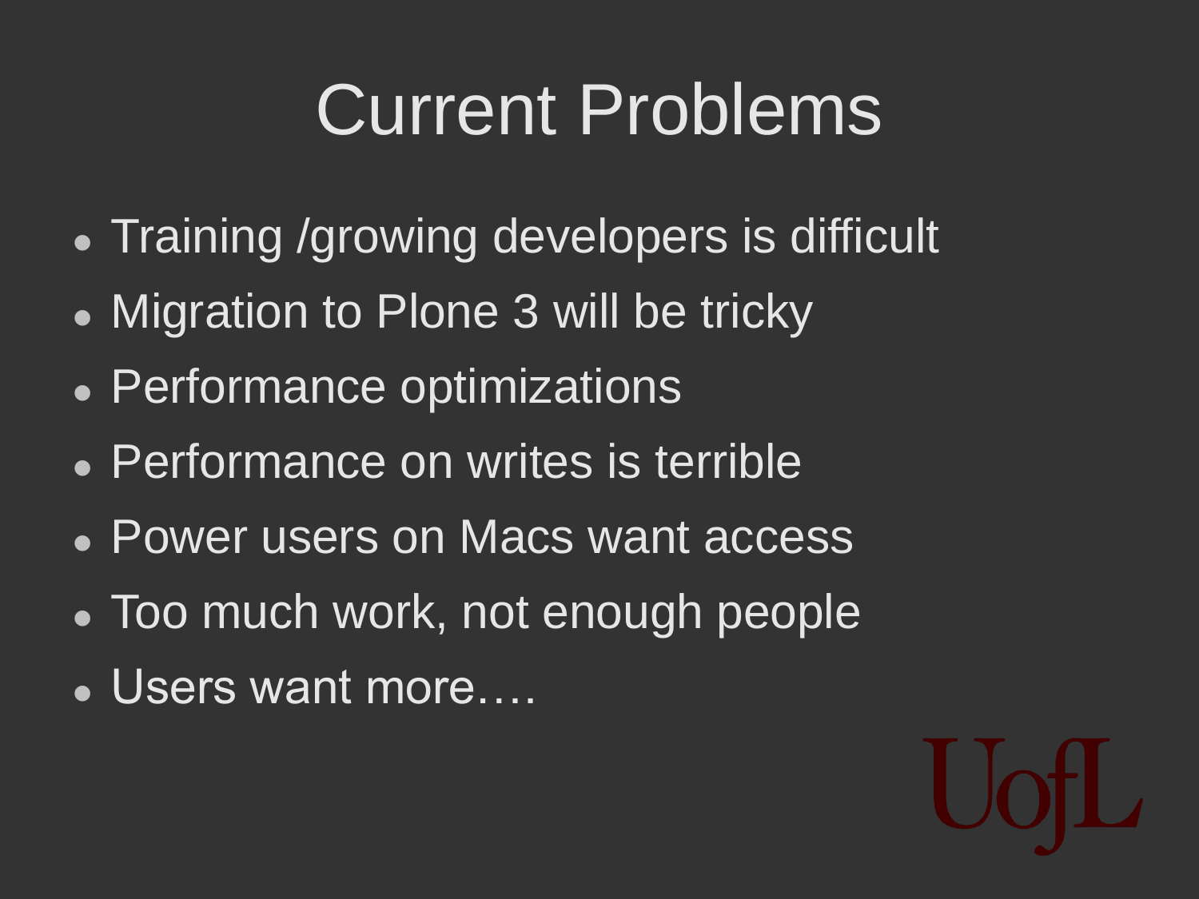# Current Problems

- Training /growing developers is difficult
- Migration to Plone 3 will be tricky
- Performance optimizations
- Performance on writes is terrible
- Power users on Macs want access
- Too much work, not enough people
- Users want more….

UofL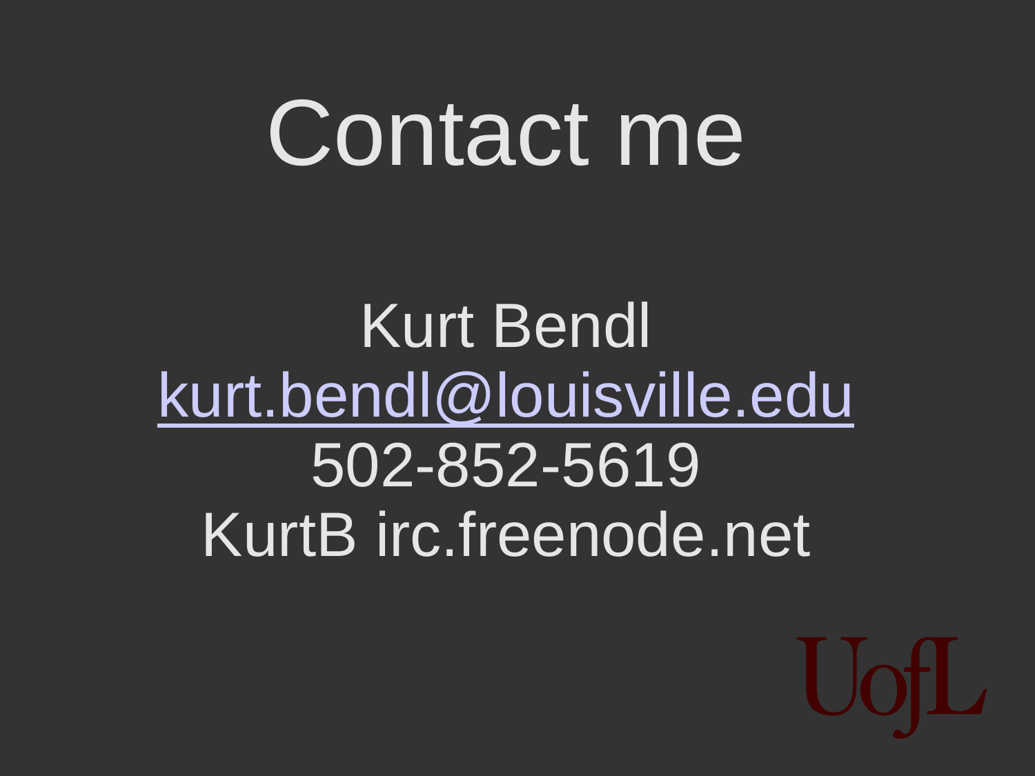# Contact me

Kurt Bendl
kurt.bendl@louisville.edu
502-852-5619
KurtB irc.freenode.net

UofL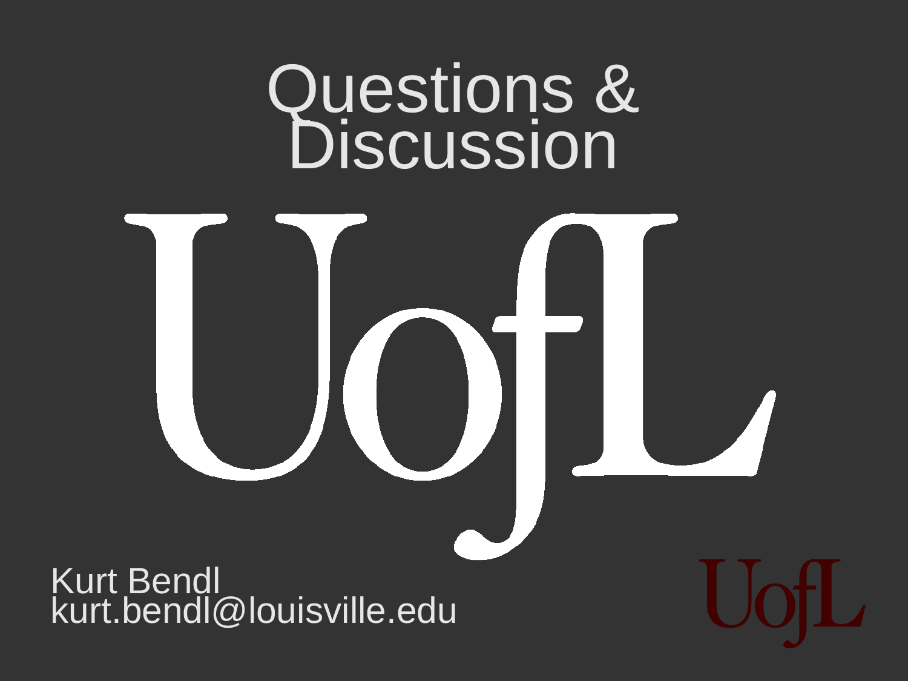# Questions & Discussion

Kurt Bendl
kurt.bendl@louisville.edu